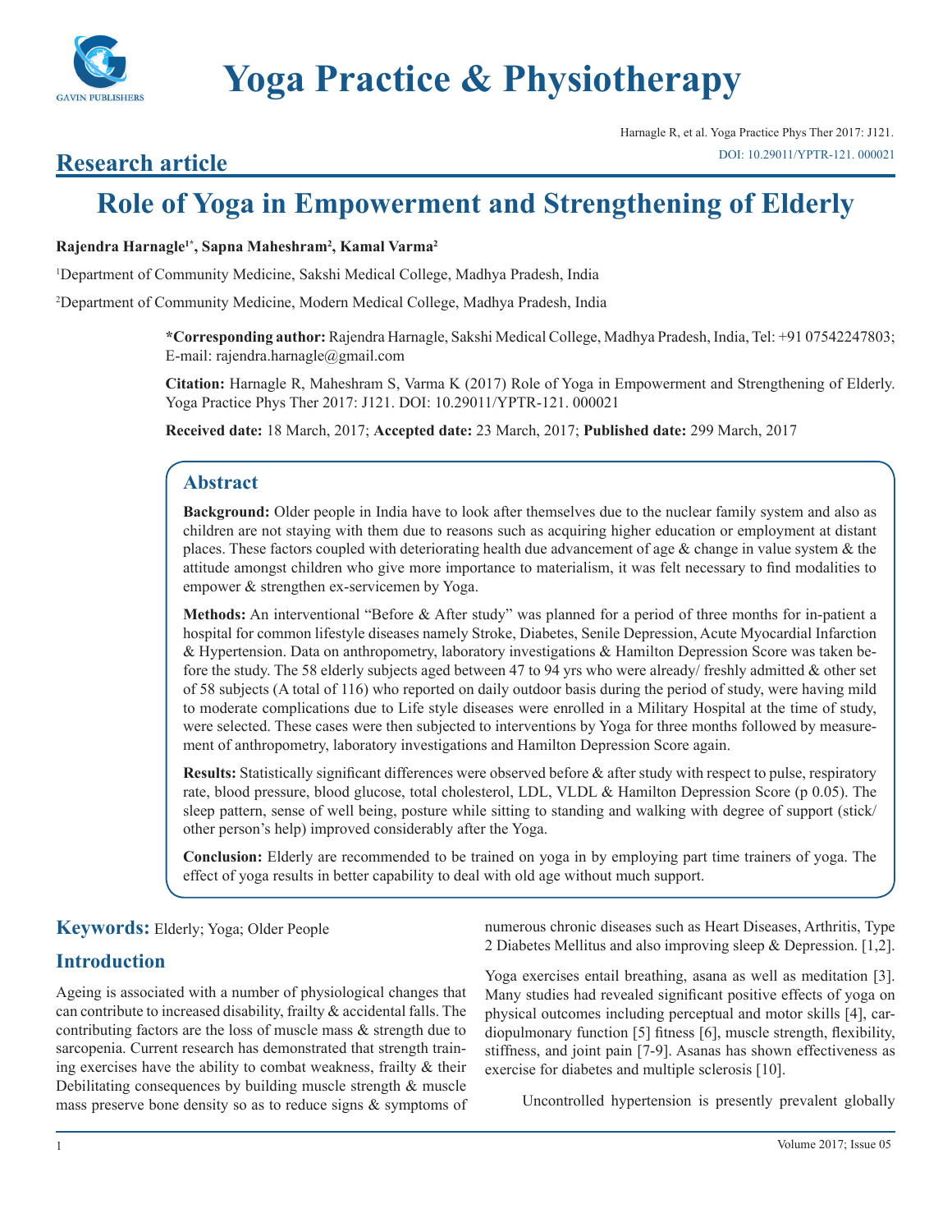# Yoga Practice & Physiotherapy

Harnagle R, et al. Yoga Practice Phys Ther 2017: J121.
DOI: 10.29011/YPTR-121. 000021

## Research article

# Role of Yoga in Empowerment and Strengthening of Elderly

**Rajendra Harnagle[1*], Sapna Maheshram[2], Kamal Varma[2]**

[1]Department of Community Medicine, Sakshi Medical College, Madhya Pradesh, India

[2]Department of Community Medicine, Modern Medical College, Madhya Pradesh, India

**\*Corresponding author:** Rajendra Harnagle, Sakshi Medical College, Madhya Pradesh, India, Tel: +91 07542247803; E-mail: rajendra.harnagle@gmail.com

**Citation:** Harnagle R, Maheshram S, Varma K (2017) Role of Yoga in Empowerment and Strengthening of Elderly. Yoga Practice Phys Ther 2017: J121. DOI: 10.29011/YPTR-121. 000021

**Received date:** 18 March, 2017; **Accepted date:** 23 March, 2017; **Published date:** 299 March, 2017

## Abstract

**Background:** Older people in India have to look after themselves due to the nuclear family system and also as children are not staying with them due to reasons such as acquiring higher education or employment at distant places. These factors coupled with deteriorating health due advancement of age & change in value system & the attitude amongst children who give more importance to materialism, it was felt necessary to find modalities to empower & strengthen ex-servicemen by Yoga.

**Methods:** An interventional "Before & After study" was planned for a period of three months for in-patient a hospital for common lifestyle diseases namely Stroke, Diabetes, Senile Depression, Acute Myocardial Infarction & Hypertension. Data on anthropometry, laboratory investigations & Hamilton Depression Score was taken before the study. The 58 elderly subjects aged between 47 to 94 yrs who were already/ freshly admitted & other set of 58 subjects (A total of 116) who reported on daily outdoor basis during the period of study, were having mild to moderate complications due to Life style diseases were enrolled in a Military Hospital at the time of study, were selected. These cases were then subjected to interventions by Yoga for three months followed by measurement of anthropometry, laboratory investigations and Hamilton Depression Score again.

**Results:** Statistically significant differences were observed before & after study with respect to pulse, respiratory rate, blood pressure, blood glucose, total cholesterol, LDL, VLDL & Hamilton Depression Score (p 0.05). The sleep pattern, sense of well being, posture while sitting to standing and walking with degree of support (stick/ other person's help) improved considerably after the Yoga.

**Conclusion:** Elderly are recommended to be trained on yoga in by employing part time trainers of yoga. The effect of yoga results in better capability to deal with old age without much support.

**Keywords:** Elderly; Yoga; Older People

## Introduction

Ageing is associated with a number of physiological changes that can contribute to increased disability, frailty & accidental falls. The contributing factors are the loss of muscle mass & strength due to sarcopenia. Current research has demonstrated that strength training exercises have the ability to combat weakness, frailty & their Debilitating consequences by building muscle strength & muscle mass preserve bone density so as to reduce signs & symptoms of numerous chronic diseases such as Heart Diseases, Arthritis, Type 2 Diabetes Mellitus and also improving sleep & Depression. [1,2].

Yoga exercises entail breathing, asana as well as meditation [3]. Many studies had revealed significant positive effects of yoga on physical outcomes including perceptual and motor skills [4], cardiopulmonary function [5] fitness [6], muscle strength, flexibility, stiffness, and joint pain [7-9]. Asanas has shown effectiveness as exercise for diabetes and multiple sclerosis [10].

Uncontrolled hypertension is presently prevalent globally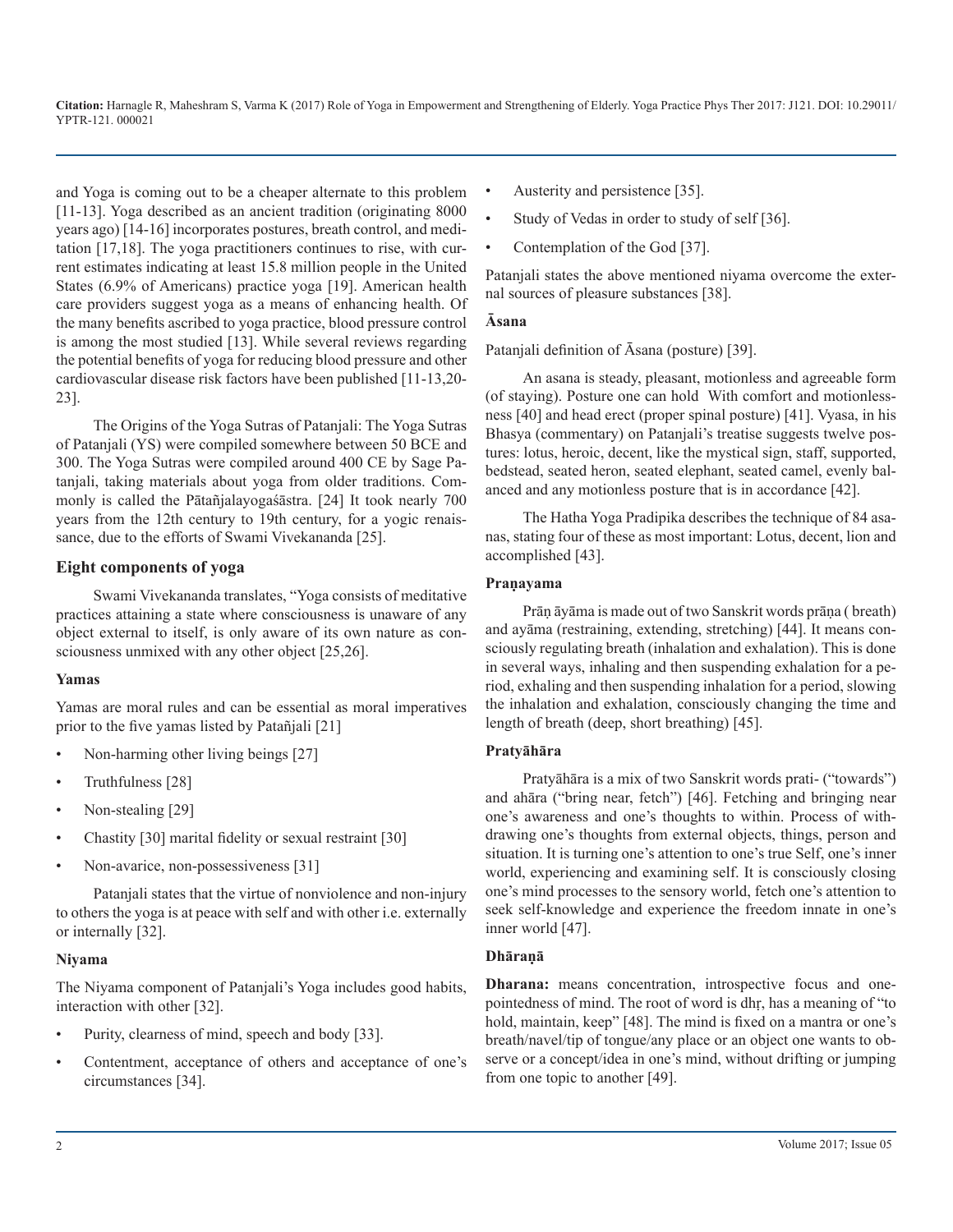and Yoga is coming out to be a cheaper alternate to this problem [11-13]. Yoga described as an ancient tradition (originating 8000 years ago) [14-16] incorporates postures, breath control, and meditation [17,18]. The yoga practitioners continues to rise, with current estimates indicating at least 15.8 million people in the United States (6.9% of Americans) practice yoga [19]. American health care providers suggest yoga as a means of enhancing health. Of the many benefits ascribed to yoga practice, blood pressure control is among the most studied [13]. While several reviews regarding the potential benefits of yoga for reducing blood pressure and other cardiovascular disease risk factors have been published [11-13,20-23].

The Origins of the Yoga Sutras of Patanjali: The Yoga Sutras of Patanjali (YS) were compiled somewhere between 50 BCE and 300. The Yoga Sutras were compiled around 400 CE by Sage Patanjali, taking materials about yoga from older traditions. Commonly is called the Pātañjalayogaśāstra. [24] It took nearly 700 years from the 12th century to 19th century, for a yogic renaissance, due to the efforts of Swami Vivekananda [25].

## Eight components of yoga

Swami Vivekananda translates, "Yoga consists of meditative practices attaining a state where consciousness is unaware of any object external to itself, is only aware of its own nature as consciousness unmixed with any other object [25,26].

### Yamas

Yamas are moral rules and can be essential as moral imperatives prior to the five yamas listed by Patañjali [21]

- Non-harming other living beings [27]
- Truthfulness [28]
- Non-stealing [29]
- Chastity [30] marital fidelity or sexual restraint [30]
- Non-avarice, non-possessiveness [31]

Patanjali states that the virtue of nonviolence and non-injury to others the yoga is at peace with self and with other i.e. externally or internally [32].

### Niyama

The Niyama component of Patanjali's Yoga includes good habits, interaction with other [32].

- Purity, clearness of mind, speech and body [33].
- Contentment, acceptance of others and acceptance of one's circumstances [34].
- Austerity and persistence [35].
- Study of Vedas in order to study of self [36].
- Contemplation of the God [37].

Patanjali states the above mentioned niyama overcome the external sources of pleasure substances [38].

### Āsana

Patanjali definition of Āsana (posture) [39].

An asana is steady, pleasant, motionless and agreeable form (of staying). Posture one can hold With comfort and motionlessness [40] and head erect (proper spinal posture) [41]. Vyasa, in his Bhasya (commentary) on Patanjali's treatise suggests twelve postures: lotus, heroic, decent, like the mystical sign, staff, supported, bedstead, seated heron, seated elephant, seated camel, evenly balanced and any motionless posture that is in accordance [42].

The Hatha Yoga Pradipika describes the technique of 84 asanas, stating four of these as most important: Lotus, decent, lion and accomplished [43].

### Praṇayama

Prāṇ āyāma is made out of two Sanskrit words prāṇa ( breath) and ayāma (restraining, extending, stretching) [44]. It means consciously regulating breath (inhalation and exhalation). This is done in several ways, inhaling and then suspending exhalation for a period, exhaling and then suspending inhalation for a period, slowing the inhalation and exhalation, consciously changing the time and length of breath (deep, short breathing) [45].

### Pratyāhāra

Pratyāhāra is a mix of two Sanskrit words prati- ("towards") and ahāra ("bring near, fetch") [46]. Fetching and bringing near one's awareness and one's thoughts to within. Process of withdrawing one's thoughts from external objects, things, person and situation. It is turning one's attention to one's true Self, one's inner world, experiencing and examining self. It is consciously closing one's mind processes to the sensory world, fetch one's attention to seek self-knowledge and experience the freedom innate in one's inner world [47].

### Dhāraṇā

**Dharana:** means concentration, introspective focus and one-pointedness of mind. The root of word is dhṛ, has a meaning of "to hold, maintain, keep" [48]. The mind is fixed on a mantra or one's breath/navel/tip of tongue/any place or an object one wants to observe or a concept/idea in one's mind, without drifting or jumping from one topic to another [49].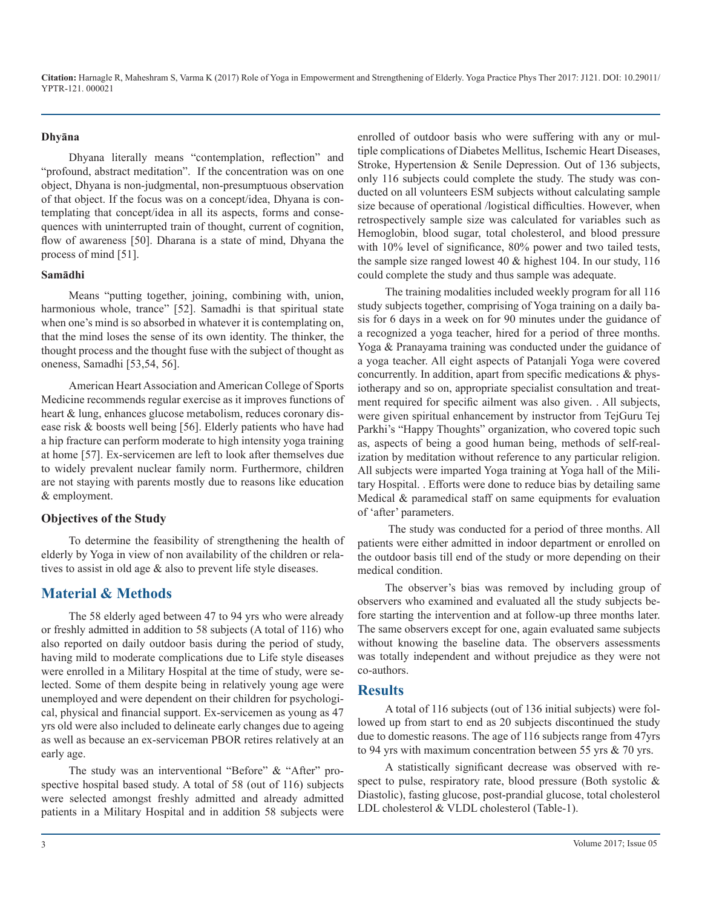#### Dhyāna

Dhyana literally means "contemplation, reflection" and "profound, abstract meditation". If the concentration was on one object, Dhyana is non-judgmental, non-presumptuous observation of that object. If the focus was on a concept/idea, Dhyana is contemplating that concept/idea in all its aspects, forms and consequences with uninterrupted train of thought, current of cognition, flow of awareness [50]. Dharana is a state of mind, Dhyana the process of mind [51].

#### Samādhi

Means "putting together, joining, combining with, union, harmonious whole, trance" [52]. Samadhi is that spiritual state when one's mind is so absorbed in whatever it is contemplating on, that the mind loses the sense of its own identity. The thinker, the thought process and the thought fuse with the subject of thought as oneness, Samadhi [53,54, 56].

American Heart Association and American College of Sports Medicine recommends regular exercise as it improves functions of heart & lung, enhances glucose metabolism, reduces coronary disease risk & boosts well being [56]. Elderly patients who have had a hip fracture can perform moderate to high intensity yoga training at home [57]. Ex-servicemen are left to look after themselves due to widely prevalent nuclear family norm. Furthermore, children are not staying with parents mostly due to reasons like education & employment.

### Objectives of the Study

To determine the feasibility of strengthening the health of elderly by Yoga in view of non availability of the children or relatives to assist in old age & also to prevent life style diseases.

## Material & Methods

The 58 elderly aged between 47 to 94 yrs who were already or freshly admitted in addition to 58 subjects (A total of 116) who also reported on daily outdoor basis during the period of study, having mild to moderate complications due to Life style diseases were enrolled in a Military Hospital at the time of study, were selected. Some of them despite being in relatively young age were unemployed and were dependent on their children for psychological, physical and financial support. Ex-servicemen as young as 47 yrs old were also included to delineate early changes due to ageing as well as because an ex-serviceman PBOR retires relatively at an early age.

The study was an interventional "Before" & "After" prospective hospital based study. A total of 58 (out of 116) subjects were selected amongst freshly admitted and already admitted patients in a Military Hospital and in addition 58 subjects were enrolled of outdoor basis who were suffering with any or multiple complications of Diabetes Mellitus, Ischemic Heart Diseases, Stroke, Hypertension & Senile Depression. Out of 136 subjects, only 116 subjects could complete the study. The study was conducted on all volunteers ESM subjects without calculating sample size because of operational /logistical difficulties. However, when retrospectively sample size was calculated for variables such as Hemoglobin, blood sugar, total cholesterol, and blood pressure with 10% level of significance, 80% power and two tailed tests, the sample size ranged lowest 40 & highest 104. In our study, 116 could complete the study and thus sample was adequate.

The training modalities included weekly program for all 116 study subjects together, comprising of Yoga training on a daily basis for 6 days in a week on for 90 minutes under the guidance of a recognized a yoga teacher, hired for a period of three months. Yoga & Pranayama training was conducted under the guidance of a yoga teacher. All eight aspects of Patanjali Yoga were covered concurrently. In addition, apart from specific medications & physiotherapy and so on, appropriate specialist consultation and treatment required for specific ailment was also given. . All subjects, were given spiritual enhancement by instructor from TejGuru Tej Parkhi's "Happy Thoughts" organization, who covered topic such as, aspects of being a good human being, methods of self-realization by meditation without reference to any particular religion. All subjects were imparted Yoga training at Yoga hall of the Military Hospital. . Efforts were done to reduce bias by detailing same Medical & paramedical staff on same equipments for evaluation of 'after' parameters.

The study was conducted for a period of three months. All patients were either admitted in indoor department or enrolled on the outdoor basis till end of the study or more depending on their medical condition.

The observer's bias was removed by including group of observers who examined and evaluated all the study subjects before starting the intervention and at follow-up three months later. The same observers except for one, again evaluated same subjects without knowing the baseline data. The observers assessments was totally independent and without prejudice as they were not co-authors.

## Results

A total of 116 subjects (out of 136 initial subjects) were followed up from start to end as 20 subjects discontinued the study due to domestic reasons. The age of 116 subjects range from 47yrs to 94 yrs with maximum concentration between 55 yrs & 70 yrs.

A statistically significant decrease was observed with respect to pulse, respiratory rate, blood pressure (Both systolic & Diastolic), fasting glucose, post-prandial glucose, total cholesterol LDL cholesterol & VLDL cholesterol (Table-1).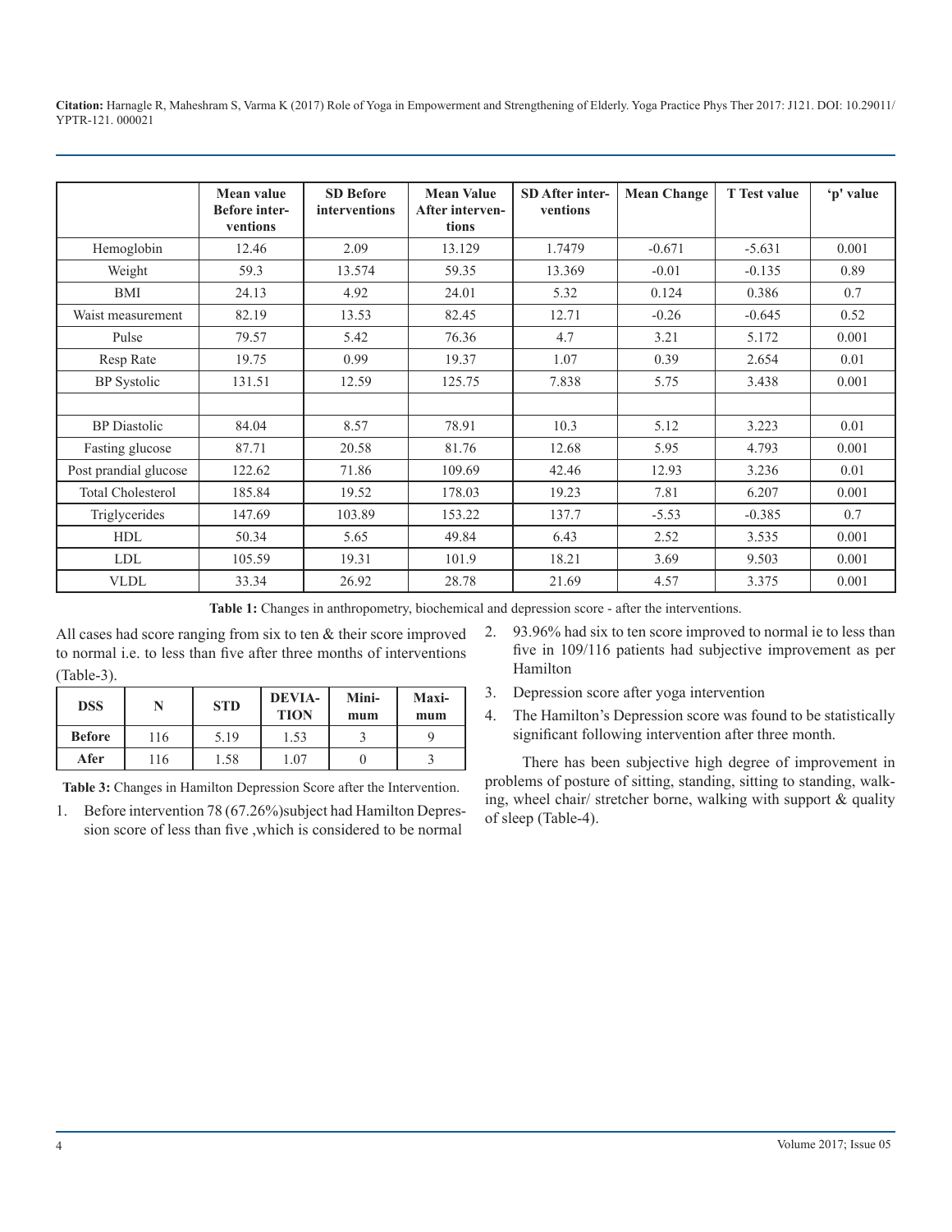| | Mean value Before interventions | SD Before interventions | Mean Value After interventions | SD After interventions | Mean Change | T Test value | 'p' value |
|---|---|---|---|---|---|---|---|
| Hemoglobin | 12.46 | 2.09 | 13.129 | 1.7479 | -0.671 | -5.631 | 0.001 |
| Weight | 59.3 | 13.574 | 59.35 | 13.369 | -0.01 | -0.135 | 0.89 |
| BMI | 24.13 | 4.92 | 24.01 | 5.32 | 0.124 | 0.386 | 0.7 |
| Waist measurement | 82.19 | 13.53 | 82.45 | 12.71 | -0.26 | -0.645 | 0.52 |
| Pulse | 79.57 | 5.42 | 76.36 | 4.7 | 3.21 | 5.172 | 0.001 |
| Resp Rate | 19.75 | 0.99 | 19.37 | 1.07 | 0.39 | 2.654 | 0.01 |
| BP Systolic | 131.51 | 12.59 | 125.75 | 7.838 | 5.75 | 3.438 | 0.001 |
| | | | | | | | |
| BP Diastolic | 84.04 | 8.57 | 78.91 | 10.3 | 5.12 | 3.223 | 0.01 |
| Fasting glucose | 87.71 | 20.58 | 81.76 | 12.68 | 5.95 | 4.793 | 0.001 |
| Post prandial glucose | 122.62 | 71.86 | 109.69 | 42.46 | 12.93 | 3.236 | 0.01 |
| Total Cholesterol | 185.84 | 19.52 | 178.03 | 19.23 | 7.81 | 6.207 | 0.001 |
| Triglycerides | 147.69 | 103.89 | 153.22 | 137.7 | -5.53 | -0.385 | 0.7 |
| HDL | 50.34 | 5.65 | 49.84 | 6.43 | 2.52 | 3.535 | 0.001 |
| LDL | 105.59 | 19.31 | 101.9 | 18.21 | 3.69 | 9.503 | 0.001 |
| VLDL | 33.34 | 26.92 | 28.78 | 21.69 | 4.57 | 3.375 | 0.001 |

**Table 1:** Changes in anthropometry, biochemical and depression score - after the interventions.

All cases had score ranging from six to ten & their score improved to normal i.e. to less than five after three months of interventions (Table-3).

| DSS | N | STD | DEVIATION | Minimum | Maximum |
|---|---|---|---|---|---|
| **Before** | 116 | 5.19 | 1.53 | 3 | 9 |
| **Afer** | 116 | 1.58 | 1.07 | 0 | 3 |

**Table 3:** Changes in Hamilton Depression Score after the Intervention.

1. Before intervention 78 (67.26%)subject had Hamilton Depression score of less than five ,which is considered to be normal
2. 93.96% had six to ten score improved to normal ie to less than five in 109/116 patients had subjective improvement as per Hamilton
3. Depression score after yoga intervention
4. The Hamilton's Depression score was found to be statistically significant following intervention after three month.

There has been subjective high degree of improvement in problems of posture of sitting, standing, sitting to standing, walking, wheel chair/ stretcher borne, walking with support & quality of sleep (Table-4).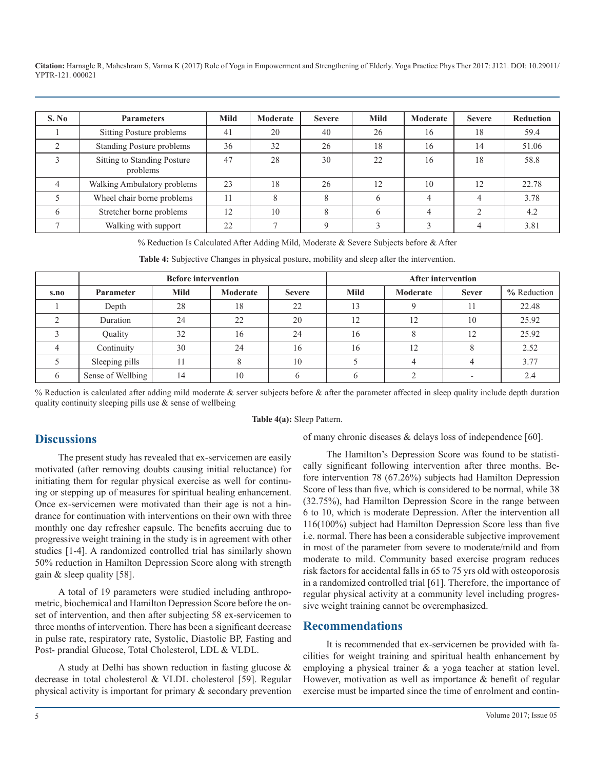| S. No | Parameters | Mild | Moderate | Severe | Mild | Moderate | Severe | Reduction |
|---|---|---|---|---|---|---|---|---|
| 1 | Sitting Posture problems | 41 | 20 | 40 | 26 | 16 | 18 | 59.4 |
| 2 | Standing Posture problems | 36 | 32 | 26 | 18 | 16 | 14 | 51.06 |
| 3 | Sitting to Standing Posture problems | 47 | 28 | 30 | 22 | 16 | 18 | 58.8 |
| 4 | Walking Ambulatory problems | 23 | 18 | 26 | 12 | 10 | 12 | 22.78 |
| 5 | Wheel chair borne problems | 11 | 8 | 8 | 6 | 4 | 4 | 3.78 |
| 6 | Stretcher borne problems | 12 | 10 | 8 | 6 | 4 | 2 | 4.2 |
| 7 | Walking with support | 22 | 7 | 9 | 3 | 3 | 4 | 3.81 |

% Reduction Is Calculated After Adding Mild, Moderate & Severe Subjects before & After

**Table 4:** Subjective Changes in physical posture, mobility and sleep after the intervention.

| | Before intervention | | | | After intervention | | | |
|---|---|---|---|---|---|---|---|---|
| s.no | Parameter | Mild | Moderate | Severe | Mild | Moderate | Sever | % Reduction |
| 1 | Depth | 28 | 18 | 22 | 13 | 9 | 11 | 22.48 |
| 2 | Duration | 24 | 22 | 20 | 12 | 12 | 10 | 25.92 |
| 3 | Quality | 32 | 16 | 24 | 16 | 8 | 12 | 25.92 |
| 4 | Continuity | 30 | 24 | 16 | 16 | 12 | 8 | 2.52 |
| 5 | Sleeping pills | 11 | 8 | 10 | 5 | 4 | 4 | 3.77 |
| 6 | Sense of Wellbing | 14 | 10 | 6 | 6 | 2 | - | 2.4 |

% Reduction is calculated after adding mild moderate & server subjects before & after the parameter affected in sleep quality include depth duration quality continuity sleeping pills use & sense of wellbeing

**Table 4(a):** Sleep Pattern.

## Discussions

The present study has revealed that ex-servicemen are easily motivated (after removing doubts causing initial reluctance) for initiating them for regular physical exercise as well for continuing or stepping up of measures for spiritual healing enhancement. Once ex-servicemen were motivated than their age is not a hindrance for continuation with interventions on their own with three monthly one day refresher capsule. The benefits accruing due to progressive weight training in the study is in agreement with other studies [1-4]. A randomized controlled trial has similarly shown 50% reduction in Hamilton Depression Score along with strength gain & sleep quality [58].

A total of 19 parameters were studied including anthropometric, biochemical and Hamilton Depression Score before the onset of intervention, and then after subjecting 58 ex-servicemen to three months of intervention. There has been a significant decrease in pulse rate, respiratory rate, Systolic, Diastolic BP, Fasting and Post- prandial Glucose, Total Cholesterol, LDL & VLDL.

A study at Delhi has shown reduction in fasting glucose & decrease in total cholesterol & VLDL cholesterol [59]. Regular physical activity is important for primary & secondary prevention of many chronic diseases & delays loss of independence [60].

The Hamilton's Depression Score was found to be statistically significant following intervention after three months. Before intervention 78 (67.26%) subjects had Hamilton Depression Score of less than five, which is considered to be normal, while 38 (32.75%), had Hamilton Depression Score in the range between 6 to 10, which is moderate Depression. After the intervention all 116(100%) subject had Hamilton Depression Score less than five i.e. normal. There has been a considerable subjective improvement in most of the parameter from severe to moderate/mild and from moderate to mild. Community based exercise program reduces risk factors for accidental falls in 65 to 75 yrs old with osteoporosis in a randomized controlled trial [61]. Therefore, the importance of regular physical activity at a community level including progressive weight training cannot be overemphasized.

## Recommendations

It is recommended that ex-servicemen be provided with facilities for weight training and spiritual health enhancement by employing a physical trainer & a yoga teacher at station level. However, motivation as well as importance & benefit of regular exercise must be imparted since the time of enrolment and contin-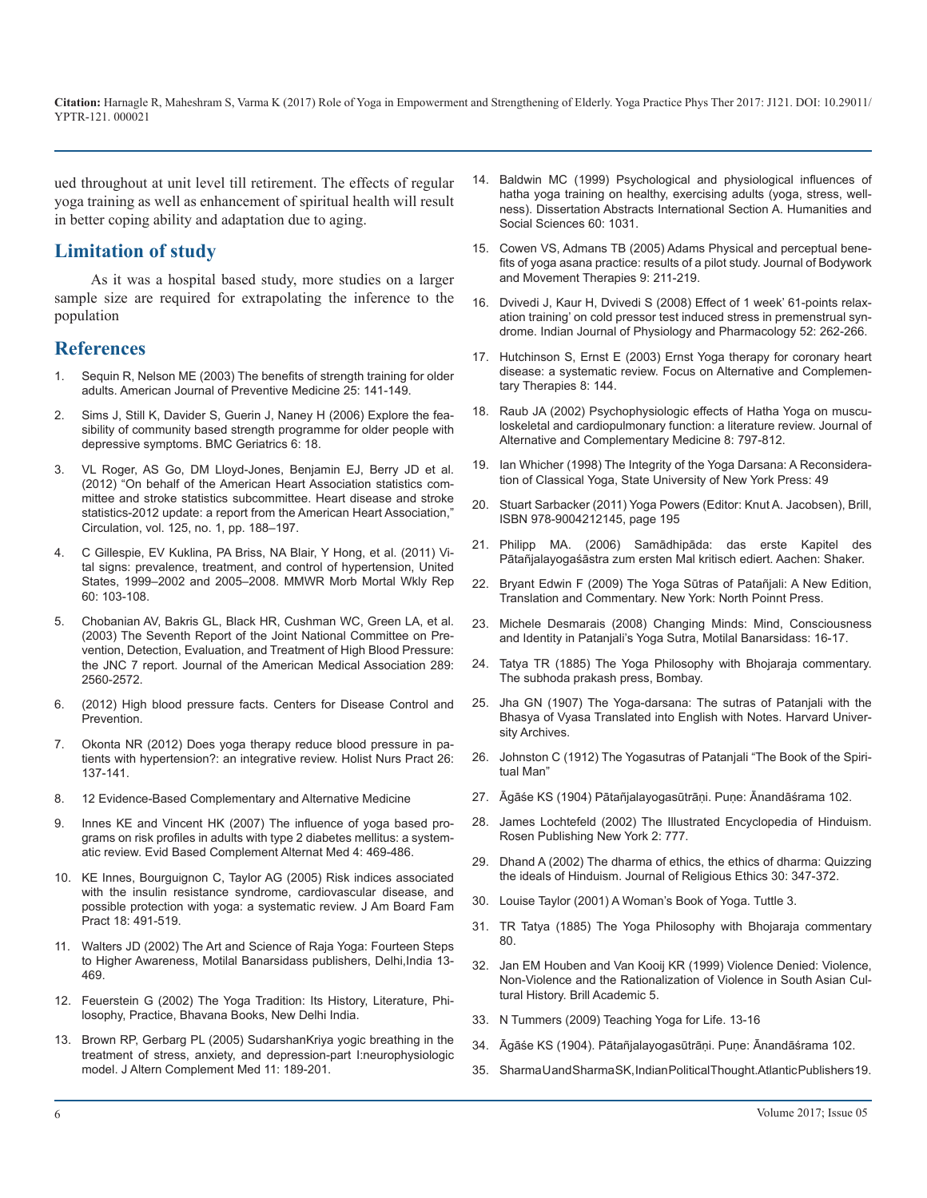ued throughout at unit level till retirement. The effects of regular yoga training as well as enhancement of spiritual health will result in better coping ability and adaptation due to aging.

## Limitation of study

As it was a hospital based study, more studies on a larger sample size are required for extrapolating the inference to the population

## References

1. Sequin R, Nelson ME (2003) The benefits of strength training for older adults. American Journal of Preventive Medicine 25: 141-149.
2. Sims J, Still K, Davider S, Guerin J, Naney H (2006) Explore the feasibility of community based strength programme for older people with depressive symptoms. BMC Geriatrics 6: 18.
3. VL Roger, AS Go, DM Lloyd-Jones, Benjamin EJ, Berry JD et al. (2012) "On behalf of the American Heart Association statistics committee and stroke statistics subcommittee. Heart disease and stroke statistics-2012 update: a report from the American Heart Association," Circulation, vol. 125, no. 1, pp. 188–197.
4. C Gillespie, EV Kuklina, PA Briss, NA Blair, Y Hong, et al. (2011) Vital signs: prevalence, treatment, and control of hypertension, United States, 1999–2002 and 2005–2008. MMWR Morb Mortal Wkly Rep 60: 103-108.
5. Chobanian AV, Bakris GL, Black HR, Cushman WC, Green LA, et al. (2003) The Seventh Report of the Joint National Committee on Prevention, Detection, Evaluation, and Treatment of High Blood Pressure: the JNC 7 report. Journal of the American Medical Association 289: 2560-2572.
6. (2012) High blood pressure facts. Centers for Disease Control and Prevention.
7. Okonta NR (2012) Does yoga therapy reduce blood pressure in patients with hypertension?: an integrative review. Holist Nurs Pract 26: 137-141.
8. 12 Evidence-Based Complementary and Alternative Medicine
9. Innes KE and Vincent HK (2007) The influence of yoga based programs on risk profiles in adults with type 2 diabetes mellitus: a systematic review. Evid Based Complement Alternat Med 4: 469-486.
10. KE Innes, Bourguignon C, Taylor AG (2005) Risk indices associated with the insulin resistance syndrome, cardiovascular disease, and possible protection with yoga: a systematic review. J Am Board Fam Pract 18: 491-519.
11. Walters JD (2002) The Art and Science of Raja Yoga: Fourteen Steps to Higher Awareness, Motilal Banarsidass publishers, Delhi,India 13-469.
12. Feuerstein G (2002) The Yoga Tradition: Its History, Literature, Philosophy, Practice, Bhavana Books, New Delhi India.
13. Brown RP, Gerbarg PL (2005) SudarshanKriya yogic breathing in the treatment of stress, anxiety, and depression-part I:neurophysiologic model. J Altern Complement Med 11: 189-201.
14. Baldwin MC (1999) Psychological and physiological influences of hatha yoga training on healthy, exercising adults (yoga, stress, wellness). Dissertation Abstracts International Section A. Humanities and Social Sciences 60: 1031.
15. Cowen VS, Admans TB (2005) Adams Physical and perceptual benefits of yoga asana practice: results of a pilot study. Journal of Bodywork and Movement Therapies 9: 211-219.
16. Dvivedi J, Kaur H, Dvivedi S (2008) Effect of 1 week' 61-points relaxation training' on cold pressor test induced stress in premenstrual syndrome. Indian Journal of Physiology and Pharmacology 52: 262-266.
17. Hutchinson S, Ernst E (2003) Ernst Yoga therapy for coronary heart disease: a systematic review. Focus on Alternative and Complementary Therapies 8: 144.
18. Raub JA (2002) Psychophysiologic effects of Hatha Yoga on musculoskeletal and cardiopulmonary function: a literature review. Journal of Alternative and Complementary Medicine 8: 797-812.
19. Ian Whicher (1998) The Integrity of the Yoga Darsana: A Reconsideration of Classical Yoga, State University of New York Press: 49
20. Stuart Sarbacker (2011) Yoga Powers (Editor: Knut A. Jacobsen), Brill, ISBN 978-9004212145, page 195
21. Philipp MA. (2006) Samādhipāda: das erste Kapitel des Pātañjalayogaśāstra zum ersten Mal kritisch ediert. Aachen: Shaker.
22. Bryant Edwin F (2009) The Yoga Sūtras of Patañjali: A New Edition, Translation and Commentary. New York: North Poinnt Press.
23. Michele Desmarais (2008) Changing Minds: Mind, Consciousness and Identity in Patanjali's Yoga Sutra, Motilal Banarsidass: 16-17.
24. Tatya TR (1885) The Yoga Philosophy with Bhojaraja commentary. The subhoda prakash press, Bombay.
25. Jha GN (1907) The Yoga-darsana: The sutras of Patanjali with the Bhasya of Vyasa Translated into English with Notes. Harvard University Archives.
26. Johnston C (1912) The Yogasutras of Patanjali "The Book of the Spiritual Man"
27. Āgāśe KS (1904) Pātañjalayogasūtrāṇi. Puṇe: Ānandāśrama 102.
28. James Lochtefeld (2002) The Illustrated Encyclopedia of Hinduism. Rosen Publishing New York 2: 777.
29. Dhand A (2002) The dharma of ethics, the ethics of dharma: Quizzing the ideals of Hinduism. Journal of Religious Ethics 30: 347-372.
30. Louise Taylor (2001) A Woman's Book of Yoga. Tuttle 3.
31. TR Tatya (1885) The Yoga Philosophy with Bhojaraja commentary 80.
32. Jan EM Houben and Van Kooij KR (1999) Violence Denied: Violence, Non-Violence and the Rationalization of Violence in South Asian Cultural History. Brill Academic 5.
33. N Tummers (2009) Teaching Yoga for Life. 13-16
34. Āgāśe KS (1904). Pātañjalayogasūtrāṇi. Puṇe: Ānandāśrama 102.
35. Sharma U and Sharma SK, Indian Political Thought. Atlantic Publishers 19.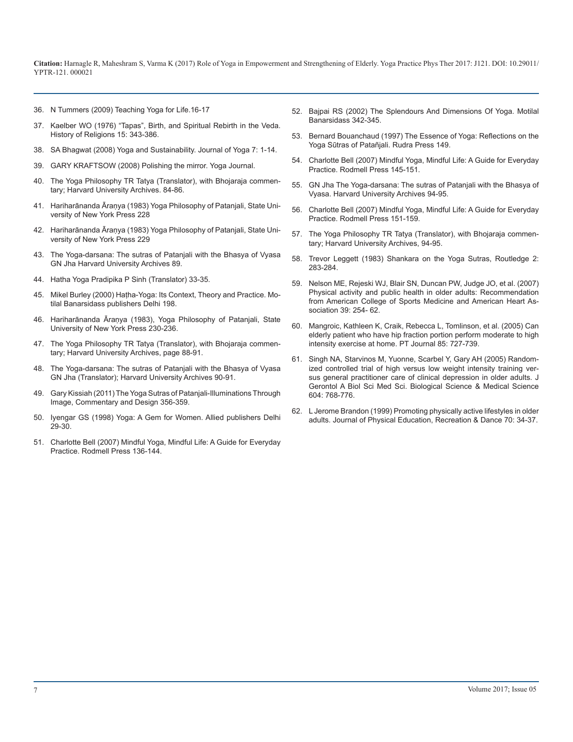36. N Tummers (2009) Teaching Yoga for Life.16-17
37. Kaelber WO (1976) "Tapas", Birth, and Spiritual Rebirth in the Veda. History of Religions 15: 343-386.
38. SA Bhagwat (2008) Yoga and Sustainability. Journal of Yoga 7: 1-14.
39. GARY KRAFTSOW (2008) Polishing the mirror. Yoga Journal.
40. The Yoga Philosophy TR Tatya (Translator), with Bhojaraja commentary; Harvard University Archives. 84-86.
41. Hariharānanda Āraṇya (1983) Yoga Philosophy of Patanjali, State University of New York Press 228
42. Hariharānanda Āraṇya (1983) Yoga Philosophy of Patanjali, State University of New York Press 229
43. The Yoga-darsana: The sutras of Patanjali with the Bhasya of Vyasa GN Jha Harvard University Archives 89.
44. Hatha Yoga Pradipika P Sinh (Translator) 33-35.
45. Mikel Burley (2000) Haṭha-Yoga: Its Context, Theory and Practice. Motilal Banarsidass publishers Delhi 198.
46. Hariharānanda Āraṇya (1983), Yoga Philosophy of Patanjali, State University of New York Press 230-236.
47. The Yoga Philosophy TR Tatya (Translator), with Bhojaraja commentary; Harvard University Archives, page 88-91.
48. The Yoga-darsana: The sutras of Patanjali with the Bhasya of Vyasa GN Jha (Translator); Harvard University Archives 90-91.
49. Gary Kissiah (2011) The Yoga Sutras of Patanjali-Illuminations Through Image, Commentary and Design 356-359.
50. Iyengar GS (1998) Yoga: A Gem for Women. Allied publishers Delhi 29-30.
51. Charlotte Bell (2007) Mindful Yoga, Mindful Life: A Guide for Everyday Practice. Rodmell Press 136-144.
52. Bajpai RS (2002) The Splendours And Dimensions Of Yoga. Motilal Banarsidass 342-345.
53. Bernard Bouanchaud (1997) The Essence of Yoga: Reflections on the Yoga Sūtras of Patañjali. Rudra Press 149.
54. Charlotte Bell (2007) Mindful Yoga, Mindful Life: A Guide for Everyday Practice. Rodmell Press 145-151.
55. GN Jha The Yoga-darsana: The sutras of Patanjali with the Bhasya of Vyasa. Harvard University Archives 94-95.
56. Charlotte Bell (2007) Mindful Yoga, Mindful Life: A Guide for Everyday Practice. Rodmell Press 151-159.
57. The Yoga Philosophy TR Tatya (Translator), with Bhojaraja commentary; Harvard University Archives, 94-95.
58. Trevor Leggett (1983) Shankara on the Yoga Sutras, Routledge 2: 283-284.
59. Nelson ME, Rejeski WJ, Blair SN, Duncan PW, Judge JO, et al. (2007) Physical activity and public health in older adults: Recommendation from American College of Sports Medicine and American Heart Association 39: 254- 62.
60. Mangroic, Kathleen K, Craik, Rebecca L, Tomlinson, et al. (2005) Can elderly patient who have hip fraction portion perform moderate to high intensity exercise at home. PT Journal 85: 727-739.
61. Singh NA, Starvinos M, Yuonne, Scarbel Y, Gary AH (2005) Randomized controlled trial of high versus low weight intensity training versus general practitioner care of clinical depression in older adults. J Gerontol A Biol Sci Med Sci. Biological Science & Medical Science 604: 768-776.
62. L Jerome Brandon (1999) Promoting physically active lifestyles in older adults. Journal of Physical Education, Recreation & Dance 70: 34-37.